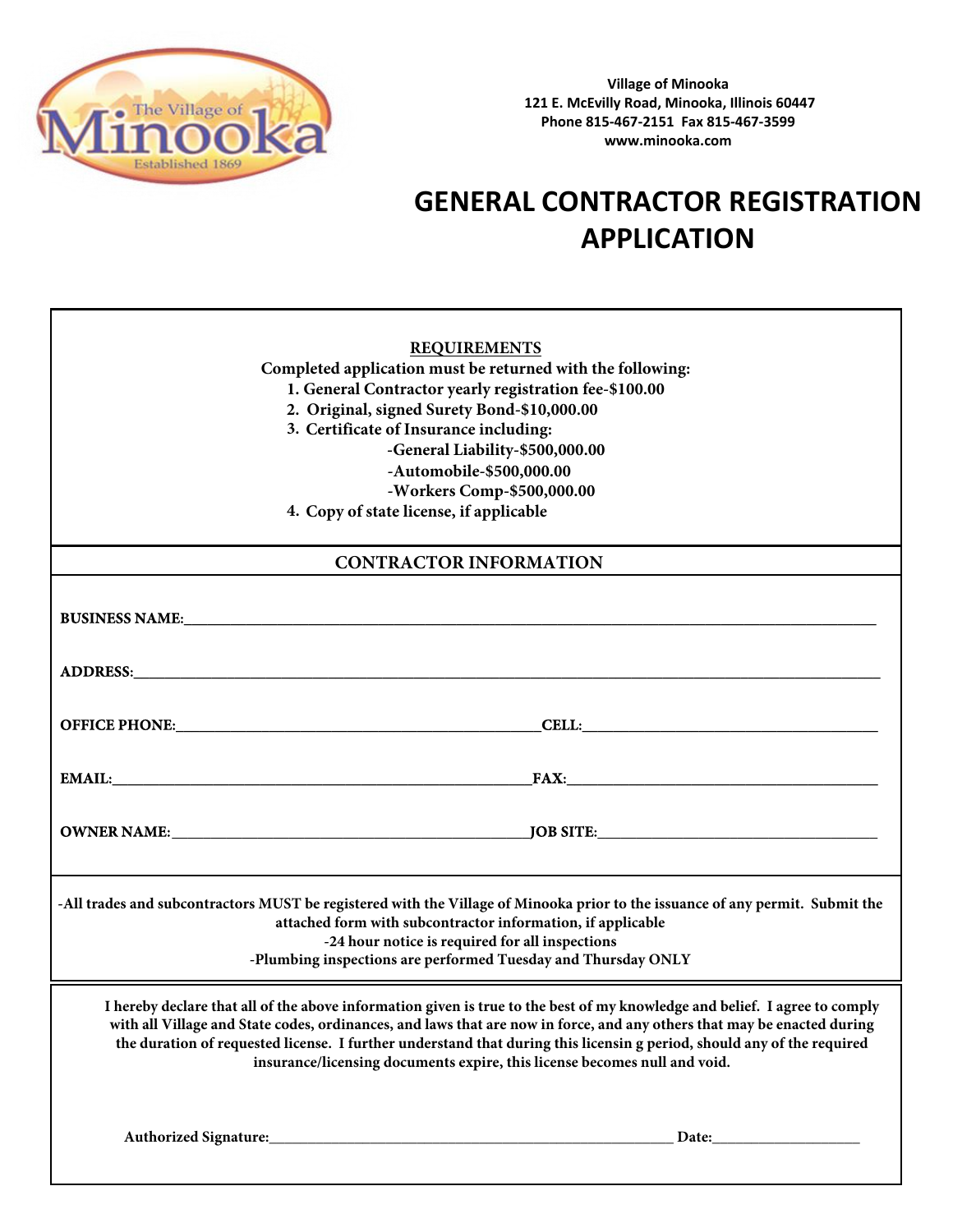Village of Minooka
121 E. McEvilly Road, Minooka, Illinois 60447
Phone 815-467-2151 Fax 815-467-3599
www.minooka.com

# GENERAL CONTRACTOR REGISTRATION APPLICATION

**REQUIREMENTS**

**Completed application must be returned with the following:**

1. **General Contractor yearly registration fee-$100.00**
2. **Original, signed Surety Bond-$10,000.00**
3. **Certificate of Insurance including:**
   - **-General Liability-$500,000.00**
   - **-Automobile-$500,000.00**
   - **-Workers Comp-$500,000.00**
4. **Copy of state license, if applicable**

## CONTRACTOR INFORMATION

**BUSINESS NAME:**\_\_\_\_\_\_\_\_\_\_\_\_\_\_\_\_\_\_\_\_\_\_\_\_\_\_\_\_\_\_\_\_\_\_\_\_\_\_\_\_

**ADDRESS:**\_\_\_\_\_\_\_\_\_\_\_\_\_\_\_\_\_\_\_\_\_\_\_\_\_\_\_\_\_\_\_\_\_\_\_\_\_\_\_\_

**OFFICE PHONE:**\_\_\_\_\_\_\_\_\_\_\_\_\_\_\_\_\_\_\_\_ **CELL:**\_\_\_\_\_\_\_\_\_\_\_\_\_\_\_\_\_\_\_\_

**EMAIL:**\_\_\_\_\_\_\_\_\_\_\_\_\_\_\_\_\_\_\_\_ **FAX:**\_\_\_\_\_\_\_\_\_\_\_\_\_\_\_\_\_\_\_\_

**OWNER NAME:**\_\_\_\_\_\_\_\_\_\_\_\_\_\_\_\_\_\_\_\_ **JOB SITE:**\_\_\_\_\_\_\_\_\_\_\_\_\_\_\_\_\_\_\_\_

**-All trades and subcontractors MUST be registered with the Village of Minooka prior to the issuance of any permit. Submit the attached form with subcontractor information, if applicable**
**-24 hour notice is required for all inspections**
**-Plumbing inspections are performed Tuesday and Thursday ONLY**

**I hereby declare that all of the above information given is true to the best of my knowledge and belief. I agree to comply with all Village and State codes, ordinances, and laws that are now in force, and any others that may be enacted during the duration of requested license. I further understand that during this licensin g period, should any of the required insurance/licensing documents expire, this license becomes null and void.**

**Authorized Signature:**\_\_\_\_\_\_\_\_\_\_\_\_\_\_\_\_\_\_\_\_\_\_\_\_\_\_\_\_ **Date:**\_\_\_\_\_\_\_\_\_\_\_\_\_\_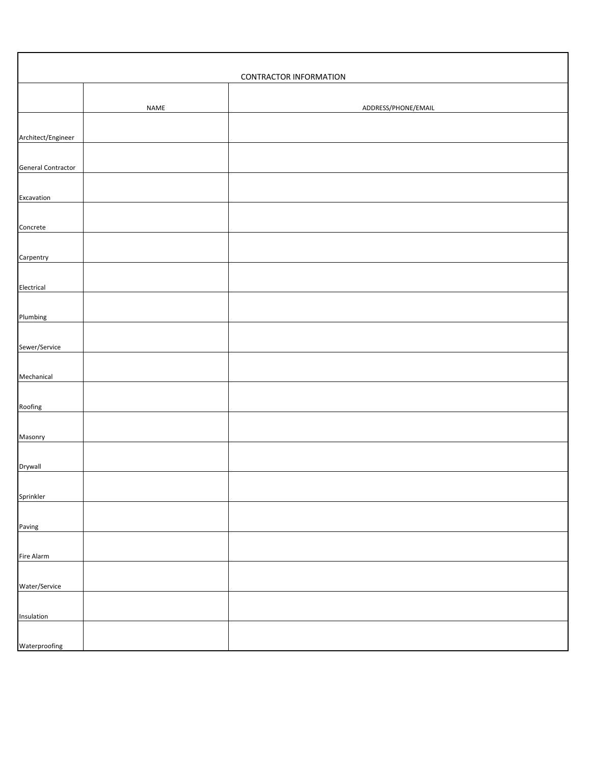## CONTRACTOR INFORMATION

| | NAME | ADDRESS/PHONE/EMAIL |
|---|---|---|
| Architect/Engineer | | |
| General Contractor | | |
| Excavation | | |
| Concrete | | |
| Carpentry | | |
| Electrical | | |
| Plumbing | | |
| Sewer/Service | | |
| Mechanical | | |
| Roofing | | |
| Masonry | | |
| Drywall | | |
| Sprinkler | | |
| Paving | | |
| Fire Alarm | | |
| Water/Service | | |
| Insulation | | |
| Waterproofing | | |